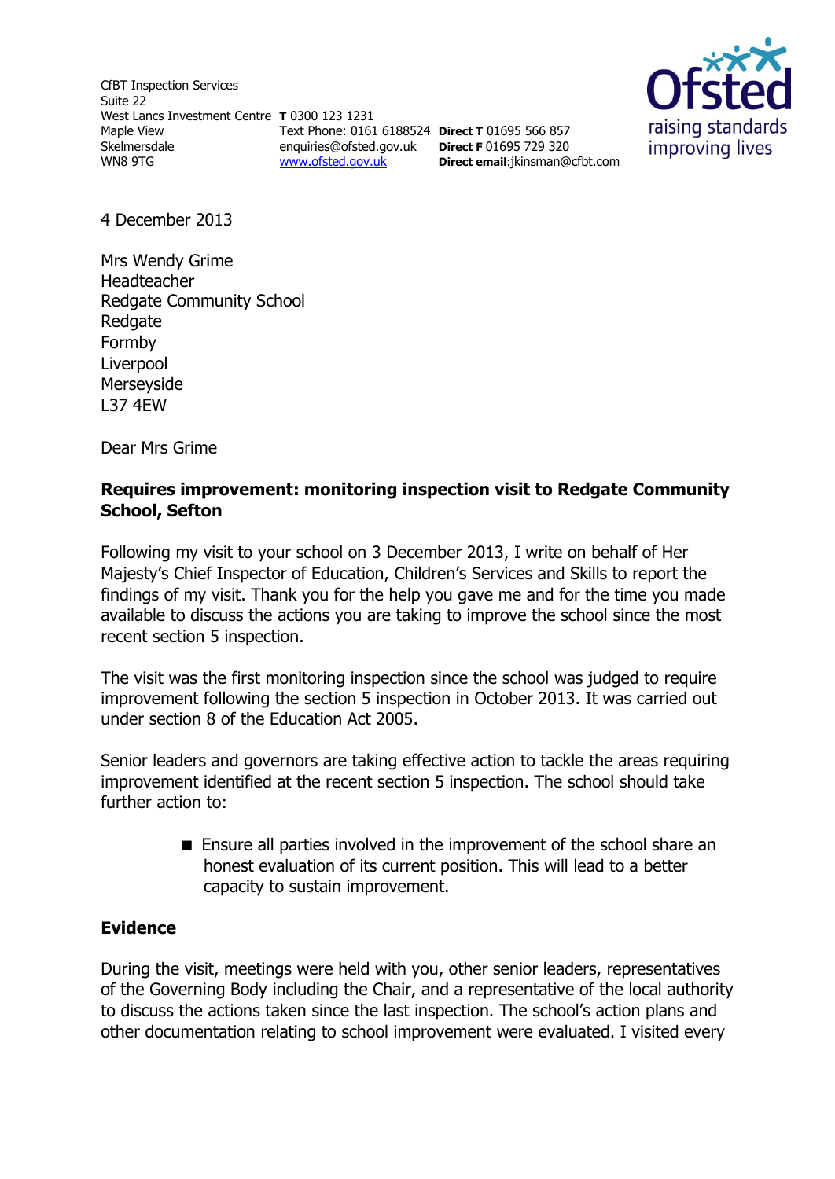CfBT Inspection Services
Suite 22
West Lancs Investment Centre
Maple View
Skelmersdale
WN8 9TG

**T** 0300 123 1231
Text Phone: 0161 6188524
enquiries@ofsted.gov.uk
www.ofsted.gov.uk

**Direct T** 01695 566 857
**Direct F** 01695 729 320
**Direct email**:jkinsman@cfbt.com

Ofsted
raising standards
improving lives

4 December 2013

Mrs Wendy Grime
Headteacher
Redgate Community School
Redgate
Formby
Liverpool
Merseyside
L37 4EW

Dear Mrs Grime

**Requires improvement: monitoring inspection visit to Redgate Community School, Sefton**

Following my visit to your school on 3 December 2013, I write on behalf of Her Majesty's Chief Inspector of Education, Children's Services and Skills to report the findings of my visit. Thank you for the help you gave me and for the time you made available to discuss the actions you are taking to improve the school since the most recent section 5 inspection.

The visit was the first monitoring inspection since the school was judged to require improvement following the section 5 inspection in October 2013. It was carried out under section 8 of the Education Act 2005.

Senior leaders and governors are taking effective action to tackle the areas requiring improvement identified at the recent section 5 inspection. The school should take further action to:

- Ensure all parties involved in the improvement of the school share an honest evaluation of its current position. This will lead to a better capacity to sustain improvement.

## Evidence

During the visit, meetings were held with you, other senior leaders, representatives of the Governing Body including the Chair, and a representative of the local authority to discuss the actions taken since the last inspection. The school's action plans and other documentation relating to school improvement were evaluated. I visited every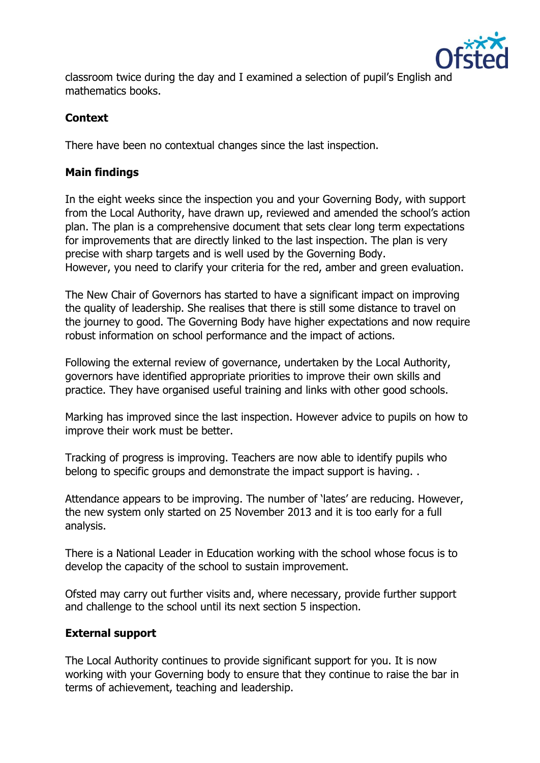classroom twice during the day and I examined a selection of pupil's English and mathematics books.

**Context**

There have been no contextual changes since the last inspection.

**Main findings**

In the eight weeks since the inspection you and your Governing Body, with support from the Local Authority, have drawn up, reviewed and amended the school's action plan. The plan is a comprehensive document that sets clear long term expectations for improvements that are directly linked to the last inspection. The plan is very precise with sharp targets and is well used by the Governing Body.
However, you need to clarify your criteria for the red, amber and green evaluation.

The New Chair of Governors has started to have a significant impact on improving the quality of leadership. She realises that there is still some distance to travel on the journey to good. The Governing Body have higher expectations and now require robust information on school performance and the impact of actions.

Following the external review of governance, undertaken by the Local Authority, governors have identified appropriate priorities to improve their own skills and practice. They have organised useful training and links with other good schools.

Marking has improved since the last inspection. However advice to pupils on how to improve their work must be better.

Tracking of progress is improving. Teachers are now able to identify pupils who belong to specific groups and demonstrate the impact support is having. .

Attendance appears to be improving. The number of 'lates' are reducing. However, the new system only started on 25 November 2013 and it is too early for a full analysis.

There is a National Leader in Education working with the school whose focus is to develop the capacity of the school to sustain improvement.

Ofsted may carry out further visits and, where necessary, provide further support and challenge to the school until its next section 5 inspection.

**External support**

The Local Authority continues to provide significant support for you. It is now working with your Governing body to ensure that they continue to raise the bar in terms of achievement, teaching and leadership.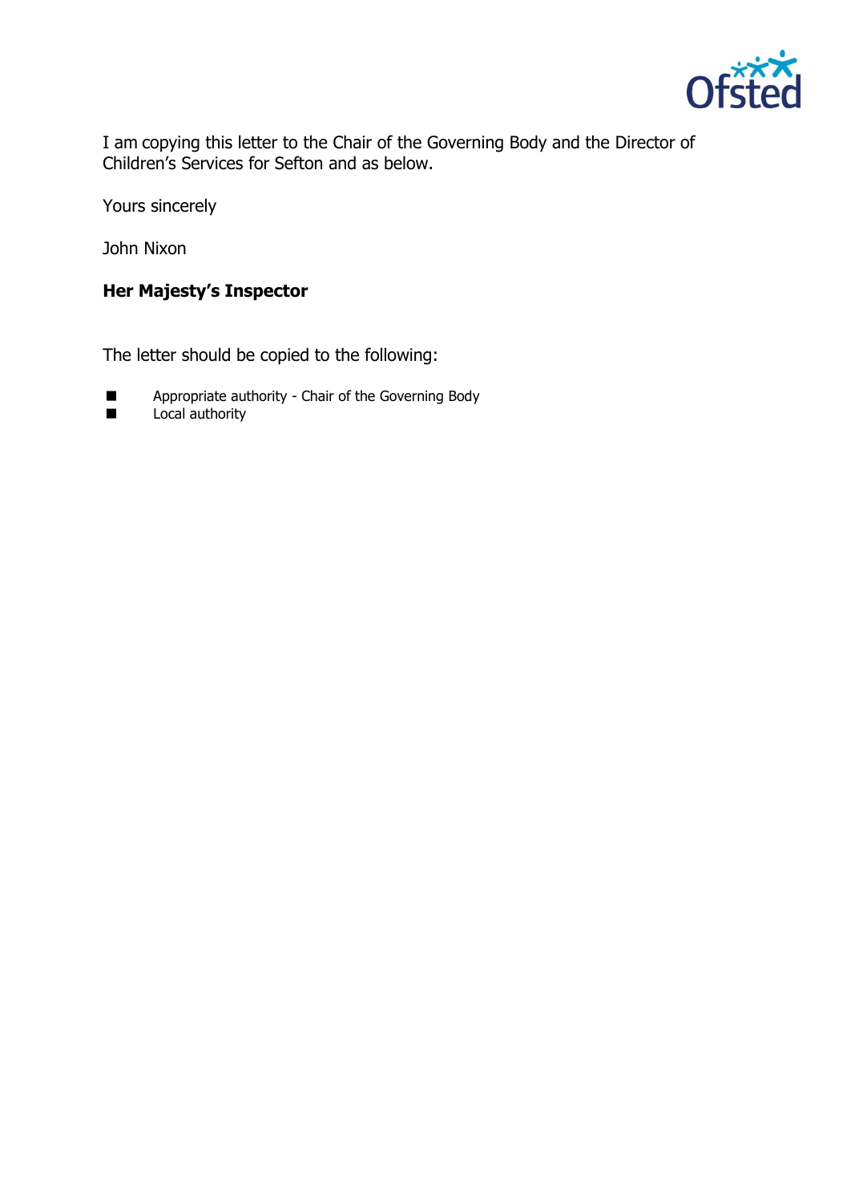I am copying this letter to the Chair of the Governing Body and the Director of Children's Services for Sefton and as below.

Yours sincerely

John Nixon

**Her Majesty's Inspector**

The letter should be copied to the following:

- Appropriate authority - Chair of the Governing Body
- Local authority